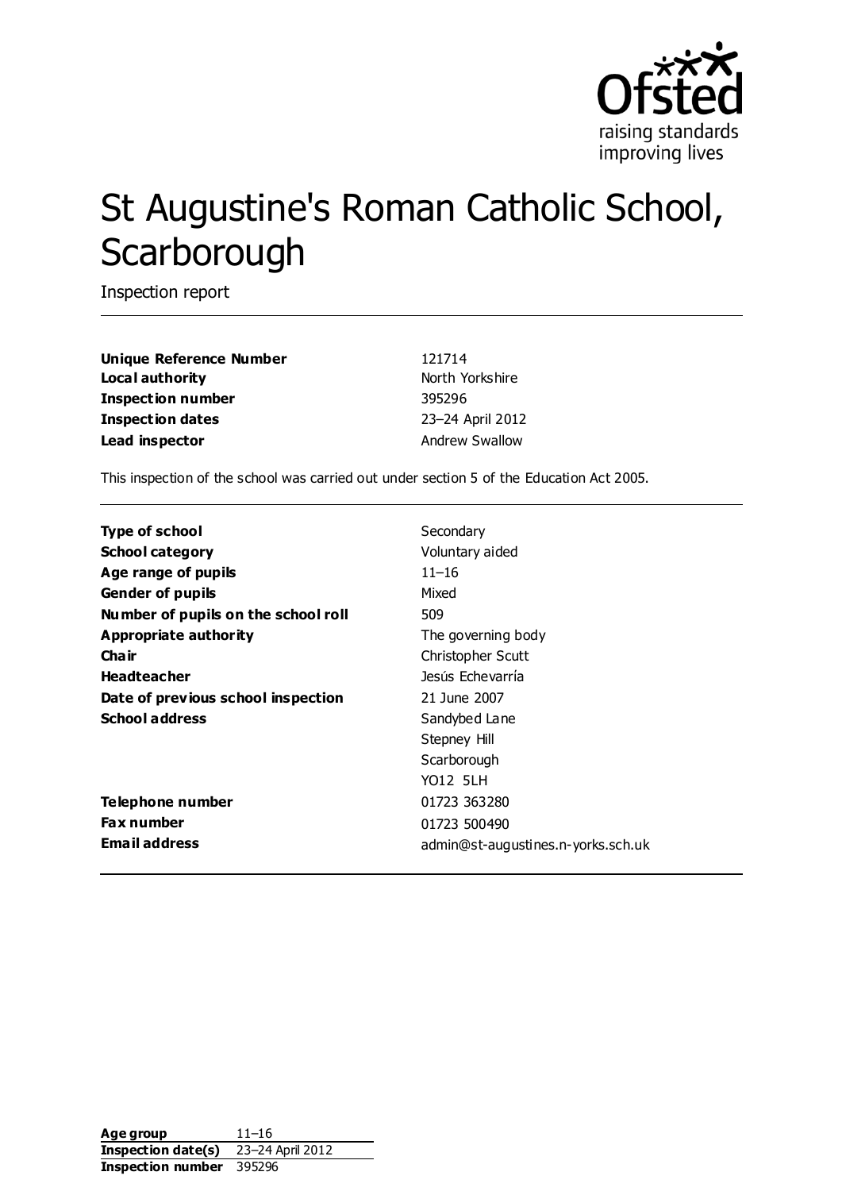# St Augustine's Roman Catholic School, Scarborough

Inspection report

| | |
|---|---|
| **Unique Reference Number** | 121714 |
| **Local authority** | North Yorkshire |
| **Inspection number** | 395296 |
| **Inspection dates** | 23–24 April 2012 |
| **Lead inspector** | Andrew Swallow |

This inspection of the school was carried out under section 5 of the Education Act 2005.

| | |
|---|---|
| **Type of school** | Secondary |
| **School category** | Voluntary aided |
| **Age range of pupils** | 11–16 |
| **Gender of pupils** | Mixed |
| **Number of pupils on the school roll** | 509 |
| **Appropriate authority** | The governing body |
| **Chair** | Christopher Scutt |
| **Headteacher** | Jesús Echevarría |
| **Date of previous school inspection** | 21 June 2007 |
| **School address** | Sandybed Lane<br>Stepney Hill<br>Scarborough<br>YO12 5LH |
| **Telephone number** | 01723 363280 |
| **Fax number** | 01723 500490 |
| **Email address** | admin@st-augustines.n-yorks.sch.uk |

| | |
|---|---|
| **Age group** | 11–16 |
| **Inspection date(s)** | 23–24 April 2012 |
| **Inspection number** | 395296 |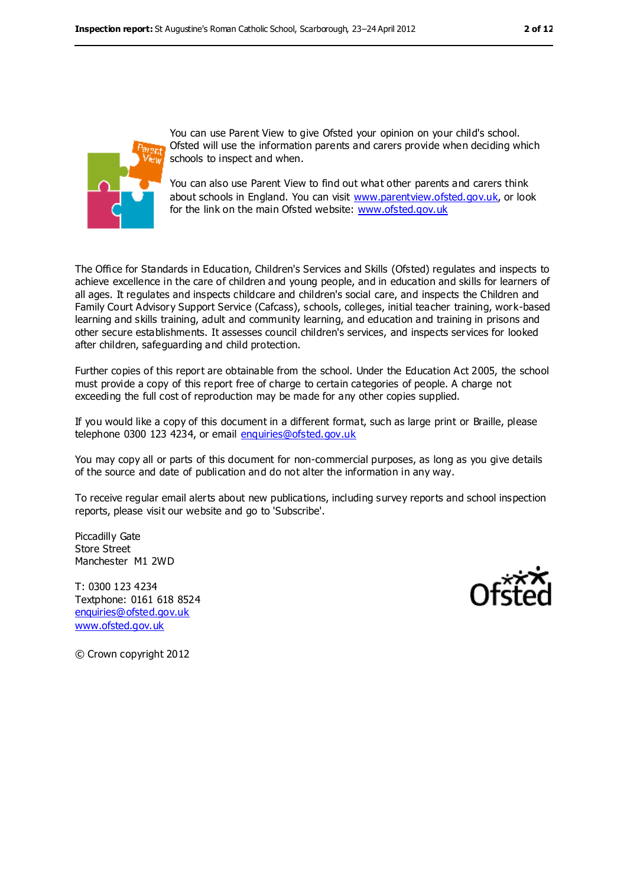You can use Parent View to give Ofsted your opinion on your child's school. Ofsted will use the information parents and carers provide when deciding which schools to inspect and when.

You can also use Parent View to find out what other parents and carers think about schools in England. You can visit www.parentview.ofsted.gov.uk, or look for the link on the main Ofsted website: www.ofsted.gov.uk

The Office for Standards in Education, Children's Services and Skills (Ofsted) regulates and inspects to achieve excellence in the care of children and young people, and in education and skills for learners of all ages. It regulates and inspects childcare and children's social care, and inspects the Children and Family Court Advisory Support Service (Cafcass), schools, colleges, initial teacher training, work-based learning and skills training, adult and community learning, and education and training in prisons and other secure establishments. It assesses council children's services, and inspects services for looked after children, safeguarding and child protection.

Further copies of this report are obtainable from the school. Under the Education Act 2005, the school must provide a copy of this report free of charge to certain categories of people. A charge not exceeding the full cost of reproduction may be made for any other copies supplied.

If you would like a copy of this document in a different format, such as large print or Braille, please telephone 0300 123 4234, or email enquiries@ofsted.gov.uk

You may copy all or parts of this document for non-commercial purposes, as long as you give details of the source and date of publication and do not alter the information in any way.

To receive regular email alerts about new publications, including survey reports and school inspection reports, please visit our website and go to 'Subscribe'.

Piccadilly Gate
Store Street
Manchester M1 2WD

T: 0300 123 4234
Textphone: 0161 618 8524
enquiries@ofsted.gov.uk
www.ofsted.gov.uk

© Crown copyright 2012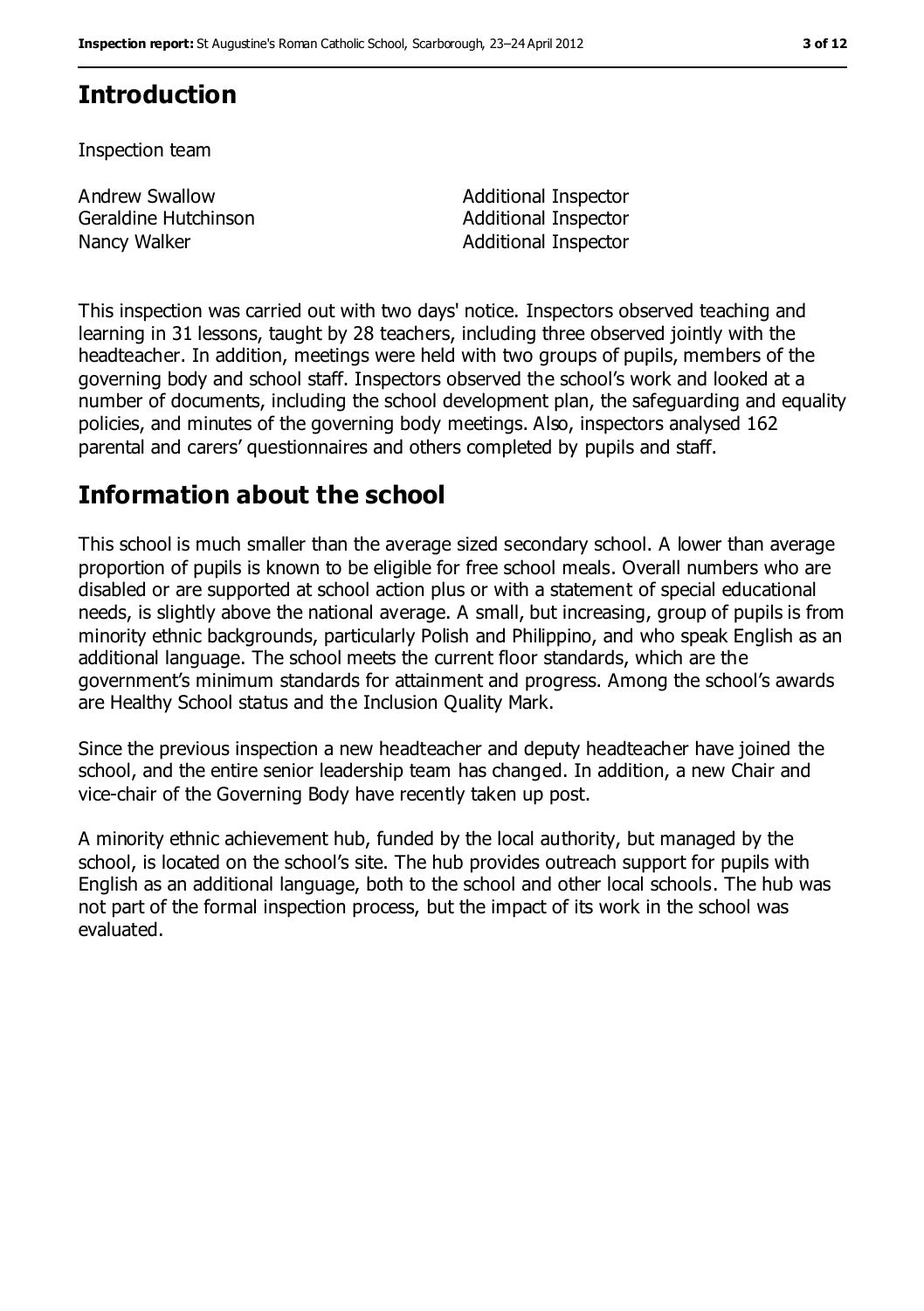## Introduction

Inspection team

| | |
|---|---|
| Andrew Swallow | Additional Inspector |
| Geraldine Hutchinson | Additional Inspector |
| Nancy Walker | Additional Inspector |

This inspection was carried out with two days' notice. Inspectors observed teaching and learning in 31 lessons, taught by 28 teachers, including three observed jointly with the headteacher. In addition, meetings were held with two groups of pupils, members of the governing body and school staff. Inspectors observed the school's work and looked at a number of documents, including the school development plan, the safeguarding and equality policies, and minutes of the governing body meetings. Also, inspectors analysed 162 parental and carers' questionnaires and others completed by pupils and staff.

## Information about the school

This school is much smaller than the average sized secondary school. A lower than average proportion of pupils is known to be eligible for free school meals. Overall numbers who are disabled or are supported at school action plus or with a statement of special educational needs, is slightly above the national average. A small, but increasing, group of pupils is from minority ethnic backgrounds, particularly Polish and Philippino, and who speak English as an additional language. The school meets the current floor standards, which are the government's minimum standards for attainment and progress. Among the school's awards are Healthy School status and the Inclusion Quality Mark.

Since the previous inspection a new headteacher and deputy headteacher have joined the school, and the entire senior leadership team has changed. In addition, a new Chair and vice-chair of the Governing Body have recently taken up post.

A minority ethnic achievement hub, funded by the local authority, but managed by the school, is located on the school's site. The hub provides outreach support for pupils with English as an additional language, both to the school and other local schools. The hub was not part of the formal inspection process, but the impact of its work in the school was evaluated.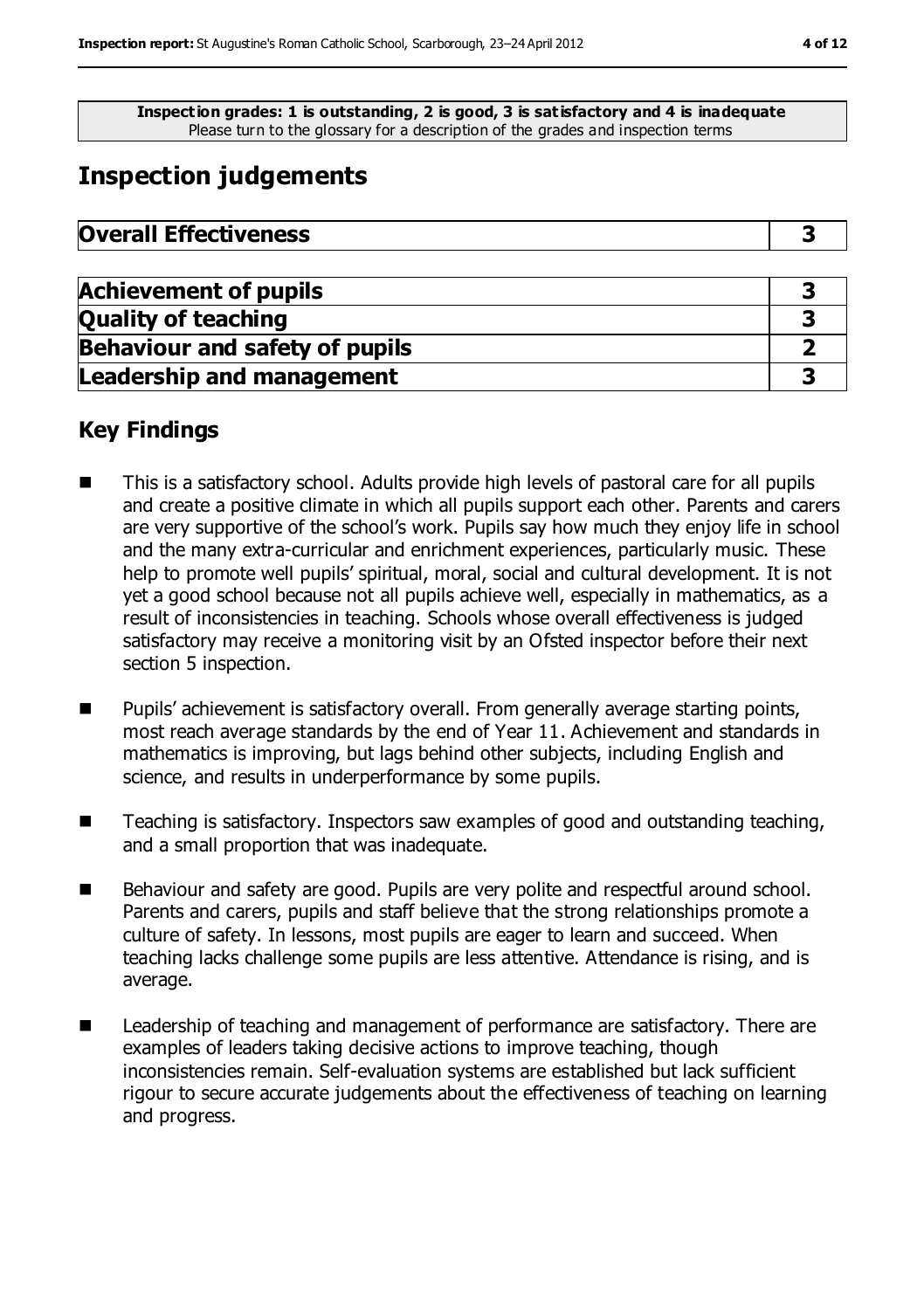**Inspection grades: 1 is outstanding, 2 is good, 3 is satisfactory and 4 is inadequate**
Please turn to the glossary for a description of the grades and inspection terms

# Inspection judgements

| **Overall Effectiveness** | **3** |
|---|---|

| **Achievement of pupils** | **3** |
|---|---|
| **Quality of teaching** | **3** |
| **Behaviour and safety of pupils** | **2** |
| **Leadership and management** | **3** |

## Key Findings

- This is a satisfactory school. Adults provide high levels of pastoral care for all pupils and create a positive climate in which all pupils support each other. Parents and carers are very supportive of the school's work. Pupils say how much they enjoy life in school and the many extra-curricular and enrichment experiences, particularly music. These help to promote well pupils' spiritual, moral, social and cultural development. It is not yet a good school because not all pupils achieve well, especially in mathematics, as a result of inconsistencies in teaching. Schools whose overall effectiveness is judged satisfactory may receive a monitoring visit by an Ofsted inspector before their next section 5 inspection.

- Pupils' achievement is satisfactory overall. From generally average starting points, most reach average standards by the end of Year 11. Achievement and standards in mathematics is improving, but lags behind other subjects, including English and science, and results in underperformance by some pupils.

- Teaching is satisfactory. Inspectors saw examples of good and outstanding teaching, and a small proportion that was inadequate.

- Behaviour and safety are good. Pupils are very polite and respectful around school. Parents and carers, pupils and staff believe that the strong relationships promote a culture of safety. In lessons, most pupils are eager to learn and succeed. When teaching lacks challenge some pupils are less attentive. Attendance is rising, and is average.

- Leadership of teaching and management of performance are satisfactory. There are examples of leaders taking decisive actions to improve teaching, though inconsistencies remain. Self-evaluation systems are established but lack sufficient rigour to secure accurate judgements about the effectiveness of teaching on learning and progress.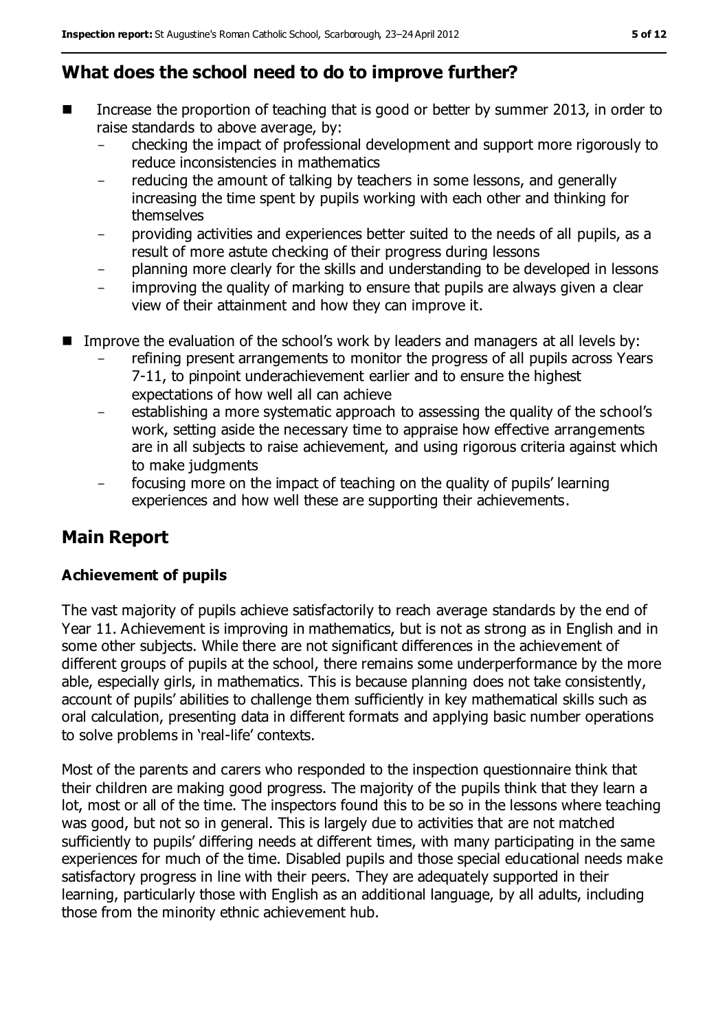## What does the school need to do to improve further?

- Increase the proportion of teaching that is good or better by summer 2013, in order to raise standards to above average, by:
  - checking the impact of professional development and support more rigorously to reduce inconsistencies in mathematics
  - reducing the amount of talking by teachers in some lessons, and generally increasing the time spent by pupils working with each other and thinking for themselves
  - providing activities and experiences better suited to the needs of all pupils, as a result of more astute checking of their progress during lessons
  - planning more clearly for the skills and understanding to be developed in lessons
  - improving the quality of marking to ensure that pupils are always given a clear view of their attainment and how they can improve it.
- Improve the evaluation of the school's work by leaders and managers at all levels by:
  - refining present arrangements to monitor the progress of all pupils across Years 7-11, to pinpoint underachievement earlier and to ensure the highest expectations of how well all can achieve
  - establishing a more systematic approach to assessing the quality of the school's work, setting aside the necessary time to appraise how effective arrangements are in all subjects to raise achievement, and using rigorous criteria against which to make judgments
  - focusing more on the impact of teaching on the quality of pupils' learning experiences and how well these are supporting their achievements.

## Main Report

### Achievement of pupils

The vast majority of pupils achieve satisfactorily to reach average standards by the end of Year 11. Achievement is improving in mathematics, but is not as strong as in English and in some other subjects. While there are not significant differences in the achievement of different groups of pupils at the school, there remains some underperformance by the more able, especially girls, in mathematics. This is because planning does not take consistently, account of pupils' abilities to challenge them sufficiently in key mathematical skills such as oral calculation, presenting data in different formats and applying basic number operations to solve problems in 'real-life' contexts.

Most of the parents and carers who responded to the inspection questionnaire think that their children are making good progress. The majority of the pupils think that they learn a lot, most or all of the time. The inspectors found this to be so in the lessons where teaching was good, but not so in general. This is largely due to activities that are not matched sufficiently to pupils' differing needs at different times, with many participating in the same experiences for much of the time. Disabled pupils and those special educational needs make satisfactory progress in line with their peers. They are adequately supported in their learning, particularly those with English as an additional language, by all adults, including those from the minority ethnic achievement hub.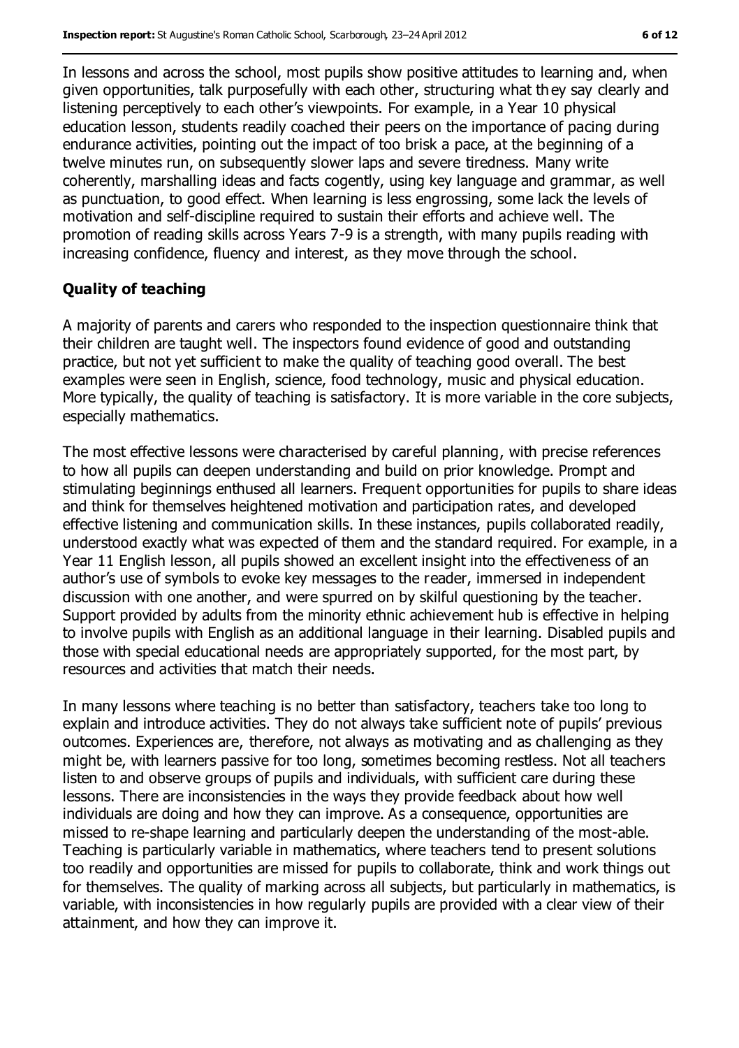In lessons and across the school, most pupils show positive attitudes to learning and, when given opportunities, talk purposefully with each other, structuring what they say clearly and listening perceptively to each other's viewpoints. For example, in a Year 10 physical education lesson, students readily coached their peers on the importance of pacing during endurance activities, pointing out the impact of too brisk a pace, at the beginning of a twelve minutes run, on subsequently slower laps and severe tiredness. Many write coherently, marshalling ideas and facts cogently, using key language and grammar, as well as punctuation, to good effect. When learning is less engrossing, some lack the levels of motivation and self-discipline required to sustain their efforts and achieve well. The promotion of reading skills across Years 7-9 is a strength, with many pupils reading with increasing confidence, fluency and interest, as they move through the school.

### Quality of teaching

A majority of parents and carers who responded to the inspection questionnaire think that their children are taught well. The inspectors found evidence of good and outstanding practice, but not yet sufficient to make the quality of teaching good overall. The best examples were seen in English, science, food technology, music and physical education. More typically, the quality of teaching is satisfactory. It is more variable in the core subjects, especially mathematics.

The most effective lessons were characterised by careful planning, with precise references to how all pupils can deepen understanding and build on prior knowledge. Prompt and stimulating beginnings enthused all learners. Frequent opportunities for pupils to share ideas and think for themselves heightened motivation and participation rates, and developed effective listening and communication skills. In these instances, pupils collaborated readily, understood exactly what was expected of them and the standard required. For example, in a Year 11 English lesson, all pupils showed an excellent insight into the effectiveness of an author's use of symbols to evoke key messages to the reader, immersed in independent discussion with one another, and were spurred on by skilful questioning by the teacher. Support provided by adults from the minority ethnic achievement hub is effective in helping to involve pupils with English as an additional language in their learning. Disabled pupils and those with special educational needs are appropriately supported, for the most part, by resources and activities that match their needs.

In many lessons where teaching is no better than satisfactory, teachers take too long to explain and introduce activities. They do not always take sufficient note of pupils' previous outcomes. Experiences are, therefore, not always as motivating and as challenging as they might be, with learners passive for too long, sometimes becoming restless. Not all teachers listen to and observe groups of pupils and individuals, with sufficient care during these lessons. There are inconsistencies in the ways they provide feedback about how well individuals are doing and how they can improve. As a consequence, opportunities are missed to re-shape learning and particularly deepen the understanding of the most-able. Teaching is particularly variable in mathematics, where teachers tend to present solutions too readily and opportunities are missed for pupils to collaborate, think and work things out for themselves. The quality of marking across all subjects, but particularly in mathematics, is variable, with inconsistencies in how regularly pupils are provided with a clear view of their attainment, and how they can improve it.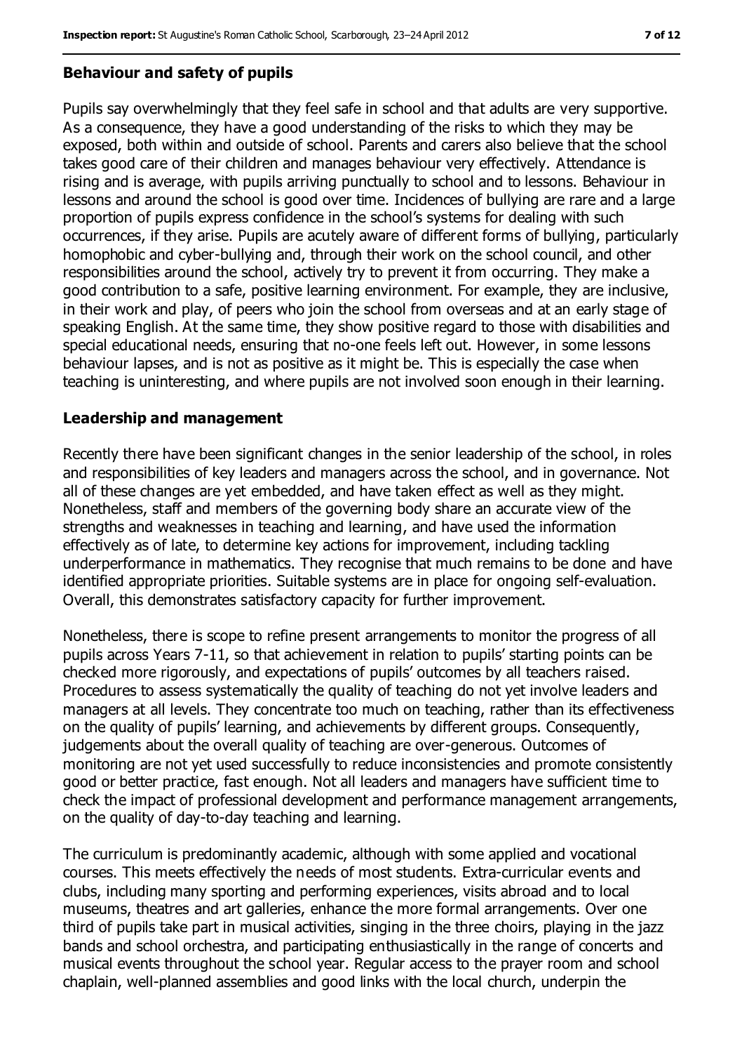### Behaviour and safety of pupils

Pupils say overwhelmingly that they feel safe in school and that adults are very supportive. As a consequence, they have a good understanding of the risks to which they may be exposed, both within and outside of school. Parents and carers also believe that the school takes good care of their children and manages behaviour very effectively. Attendance is rising and is average, with pupils arriving punctually to school and to lessons. Behaviour in lessons and around the school is good over time. Incidences of bullying are rare and a large proportion of pupils express confidence in the school's systems for dealing with such occurrences, if they arise. Pupils are acutely aware of different forms of bullying, particularly homophobic and cyber-bullying and, through their work on the school council, and other responsibilities around the school, actively try to prevent it from occurring. They make a good contribution to a safe, positive learning environment. For example, they are inclusive, in their work and play, of peers who join the school from overseas and at an early stage of speaking English. At the same time, they show positive regard to those with disabilities and special educational needs, ensuring that no-one feels left out. However, in some lessons behaviour lapses, and is not as positive as it might be. This is especially the case when teaching is uninteresting, and where pupils are not involved soon enough in their learning.

### Leadership and management

Recently there have been significant changes in the senior leadership of the school, in roles and responsibilities of key leaders and managers across the school, and in governance. Not all of these changes are yet embedded, and have taken effect as well as they might. Nonetheless, staff and members of the governing body share an accurate view of the strengths and weaknesses in teaching and learning, and have used the information effectively as of late, to determine key actions for improvement, including tackling underperformance in mathematics. They recognise that much remains to be done and have identified appropriate priorities. Suitable systems are in place for ongoing self-evaluation. Overall, this demonstrates satisfactory capacity for further improvement.

Nonetheless, there is scope to refine present arrangements to monitor the progress of all pupils across Years 7-11, so that achievement in relation to pupils' starting points can be checked more rigorously, and expectations of pupils' outcomes by all teachers raised. Procedures to assess systematically the quality of teaching do not yet involve leaders and managers at all levels. They concentrate too much on teaching, rather than its effectiveness on the quality of pupils' learning, and achievements by different groups. Consequently, judgements about the overall quality of teaching are over-generous. Outcomes of monitoring are not yet used successfully to reduce inconsistencies and promote consistently good or better practice, fast enough. Not all leaders and managers have sufficient time to check the impact of professional development and performance management arrangements, on the quality of day-to-day teaching and learning.

The curriculum is predominantly academic, although with some applied and vocational courses. This meets effectively the needs of most students. Extra-curricular events and clubs, including many sporting and performing experiences, visits abroad and to local museums, theatres and art galleries, enhance the more formal arrangements. Over one third of pupils take part in musical activities, singing in the three choirs, playing in the jazz bands and school orchestra, and participating enthusiastically in the range of concerts and musical events throughout the school year. Regular access to the prayer room and school chaplain, well-planned assemblies and good links with the local church, underpin the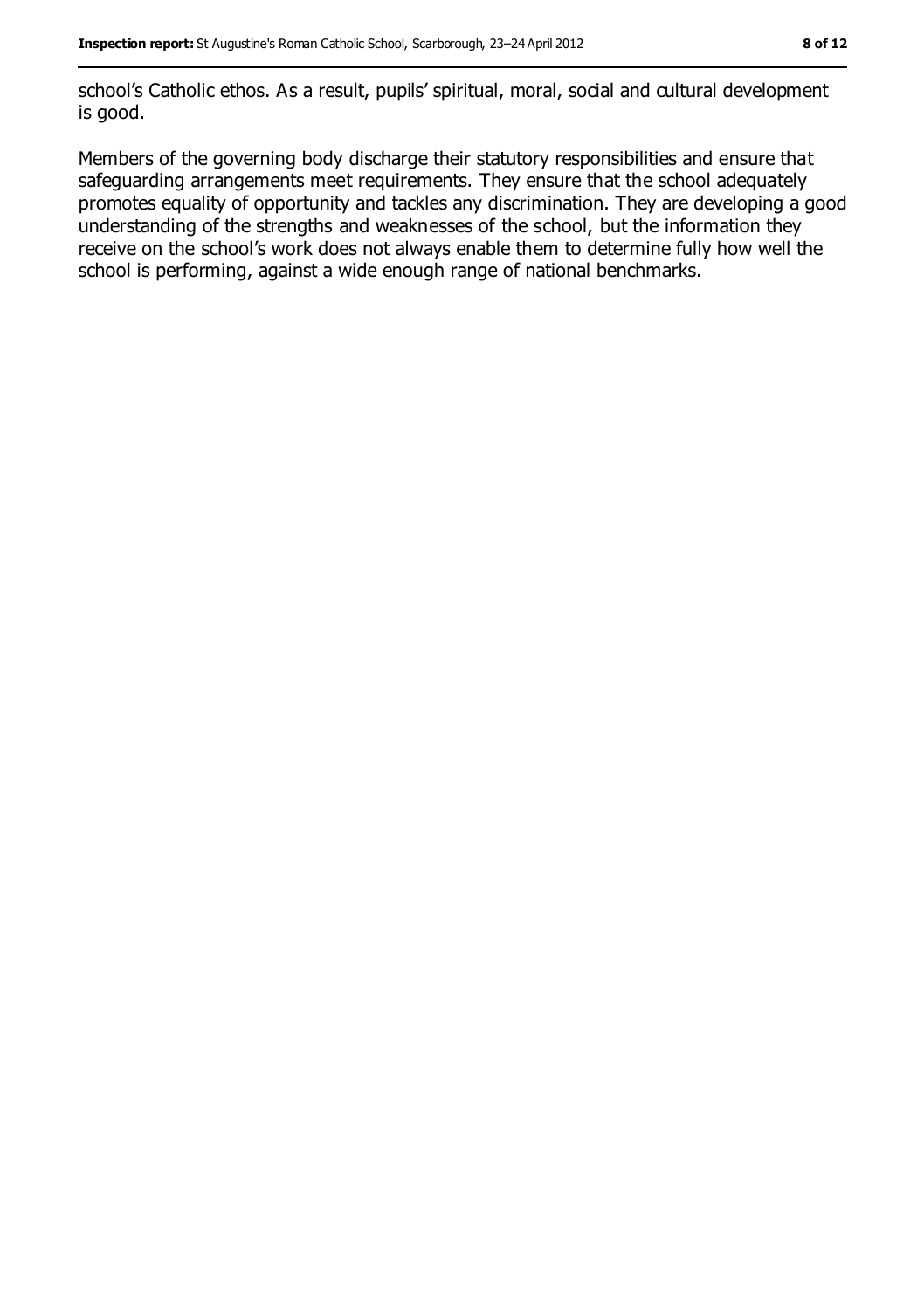school's Catholic ethos. As a result, pupils' spiritual, moral, social and cultural development is good.

Members of the governing body discharge their statutory responsibilities and ensure that safeguarding arrangements meet requirements. They ensure that the school adequately promotes equality of opportunity and tackles any discrimination. They are developing a good understanding of the strengths and weaknesses of the school, but the information they receive on the school's work does not always enable them to determine fully how well the school is performing, against a wide enough range of national benchmarks.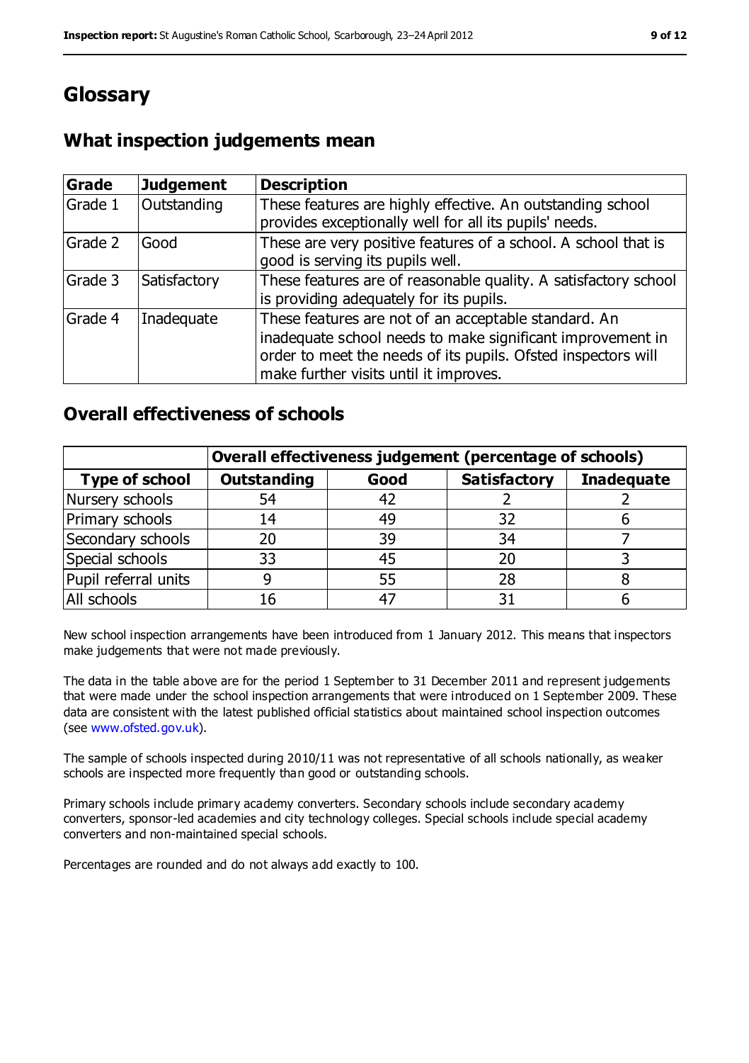# Glossary

## What inspection judgements mean

| Grade | Judgement | Description |
|---|---|---|
| Grade 1 | Outstanding | These features are highly effective. An outstanding school provides exceptionally well for all its pupils' needs. |
| Grade 2 | Good | These are very positive features of a school. A school that is good is serving its pupils well. |
| Grade 3 | Satisfactory | These features are of reasonable quality. A satisfactory school is providing adequately for its pupils. |
| Grade 4 | Inadequate | These features are not of an acceptable standard. An inadequate school needs to make significant improvement in order to meet the needs of its pupils. Ofsted inspectors will make further visits until it improves. |

## Overall effectiveness of schools

| | Overall effectiveness judgement (percentage of schools) | | | |
|---|---|---|---|---|
| **Type of school** | **Outstanding** | **Good** | **Satisfactory** | **Inadequate** |
| Nursery schools | 54 | 42 | 2 | 2 |
| Primary schools | 14 | 49 | 32 | 6 |
| Secondary schools | 20 | 39 | 34 | 7 |
| Special schools | 33 | 45 | 20 | 3 |
| Pupil referral units | 9 | 55 | 28 | 8 |
| All schools | 16 | 47 | 31 | 6 |

New school inspection arrangements have been introduced from 1 January 2012. This means that inspectors make judgements that were not made previously.

The data in the table above are for the period 1 September to 31 December 2011 and represent judgements that were made under the school inspection arrangements that were introduced on 1 September 2009. These data are consistent with the latest published official statistics about maintained school inspection outcomes (see www.ofsted.gov.uk).

The sample of schools inspected during 2010/11 was not representative of all schools nationally, as weaker schools are inspected more frequently than good or outstanding schools.

Primary schools include primary academy converters. Secondary schools include secondary academy converters, sponsor-led academies and city technology colleges. Special schools include special academy converters and non-maintained special schools.

Percentages are rounded and do not always add exactly to 100.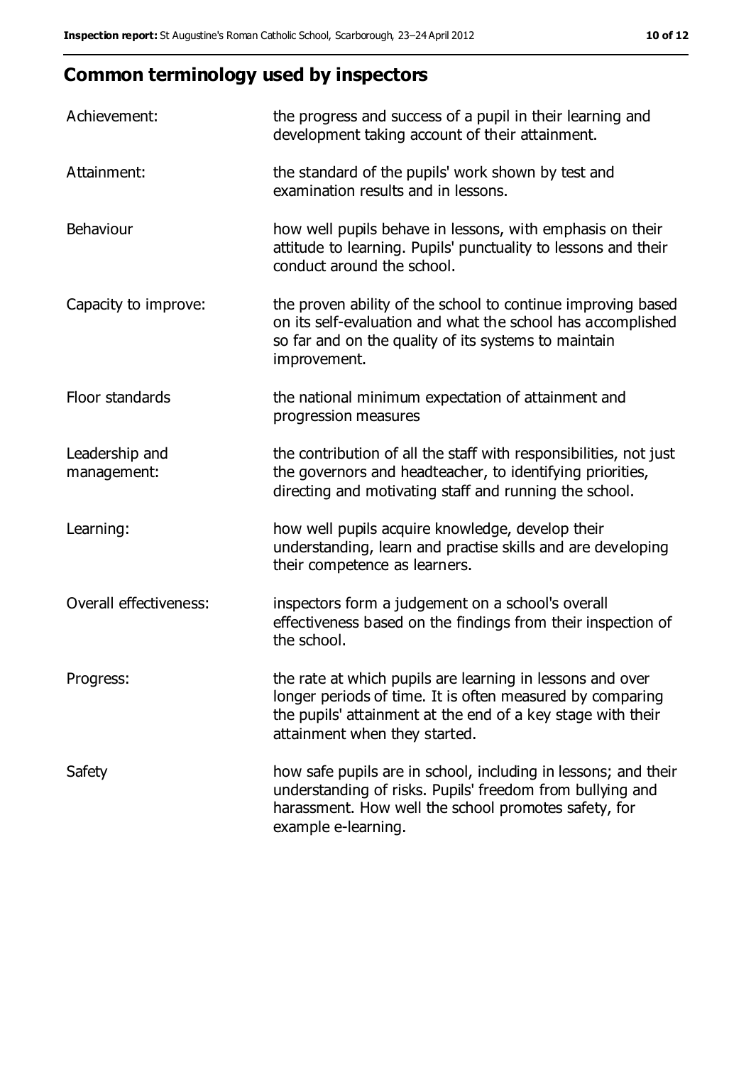## Common terminology used by inspectors

| | |
|---|---|
| Achievement: | the progress and success of a pupil in their learning and development taking account of their attainment. |
| Attainment: | the standard of the pupils' work shown by test and examination results and in lessons. |
| Behaviour | how well pupils behave in lessons, with emphasis on their attitude to learning. Pupils' punctuality to lessons and their conduct around the school. |
| Capacity to improve: | the proven ability of the school to continue improving based on its self-evaluation and what the school has accomplished so far and on the quality of its systems to maintain improvement. |
| Floor standards | the national minimum expectation of attainment and progression measures |
| Leadership and management: | the contribution of all the staff with responsibilities, not just the governors and headteacher, to identifying priorities, directing and motivating staff and running the school. |
| Learning: | how well pupils acquire knowledge, develop their understanding, learn and practise skills and are developing their competence as learners. |
| Overall effectiveness: | inspectors form a judgement on a school's overall effectiveness based on the findings from their inspection of the school. |
| Progress: | the rate at which pupils are learning in lessons and over longer periods of time. It is often measured by comparing the pupils' attainment at the end of a key stage with their attainment when they started. |
| Safety | how safe pupils are in school, including in lessons; and their understanding of risks. Pupils' freedom from bullying and harassment. How well the school promotes safety, for example e-learning. |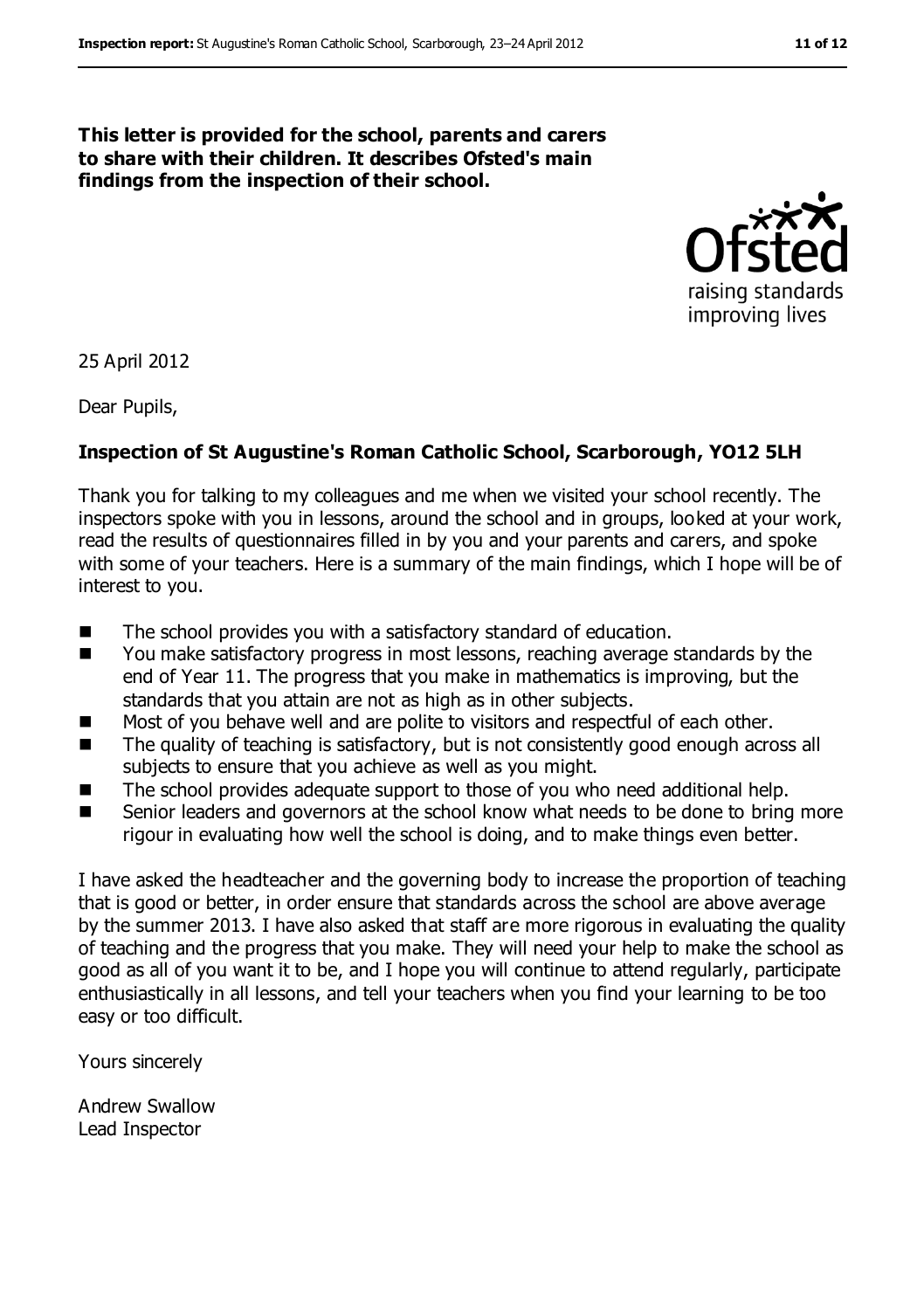**This letter is provided for the school, parents and carers to share with their children. It describes Ofsted's main findings from the inspection of their school.**

25 April 2012

Dear Pupils,

**Inspection of St Augustine's Roman Catholic School, Scarborough, YO12 5LH**

Thank you for talking to my colleagues and me when we visited your school recently. The inspectors spoke with you in lessons, around the school and in groups, looked at your work, read the results of questionnaires filled in by you and your parents and carers, and spoke with some of your teachers. Here is a summary of the main findings, which I hope will be of interest to you.

- The school provides you with a satisfactory standard of education.
- You make satisfactory progress in most lessons, reaching average standards by the end of Year 11. The progress that you make in mathematics is improving, but the standards that you attain are not as high as in other subjects.
- Most of you behave well and are polite to visitors and respectful of each other.
- The quality of teaching is satisfactory, but is not consistently good enough across all subjects to ensure that you achieve as well as you might.
- The school provides adequate support to those of you who need additional help.
- Senior leaders and governors at the school know what needs to be done to bring more rigour in evaluating how well the school is doing, and to make things even better.

I have asked the headteacher and the governing body to increase the proportion of teaching that is good or better, in order ensure that standards across the school are above average by the summer 2013. I have also asked that staff are more rigorous in evaluating the quality of teaching and the progress that you make. They will need your help to make the school as good as all of you want it to be, and I hope you will continue to attend regularly, participate enthusiastically in all lessons, and tell your teachers when you find your learning to be too easy or too difficult.

Yours sincerely

Andrew Swallow
Lead Inspector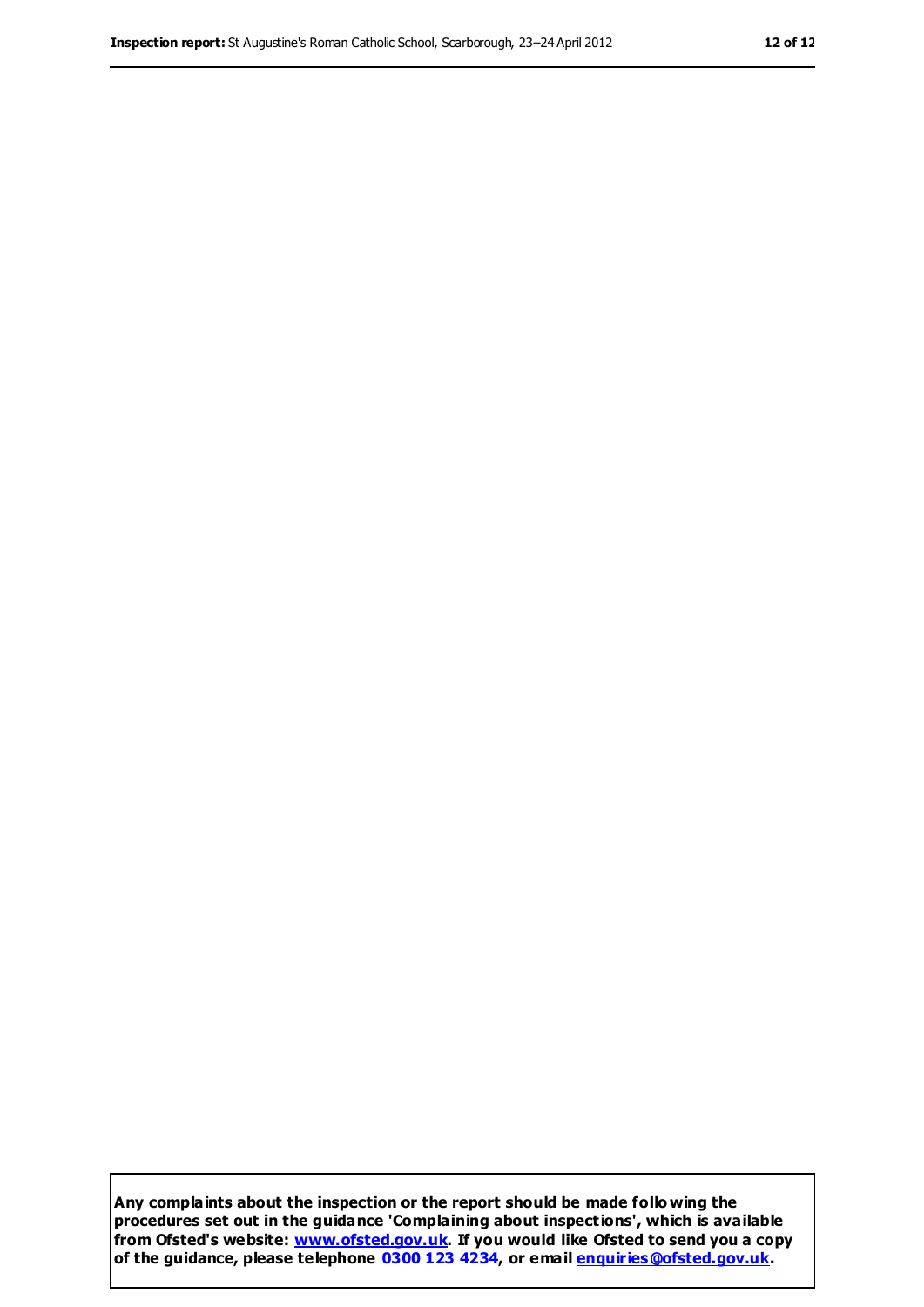**Any complaints about the inspection or the report should be made following the procedures set out in the guidance 'Complaining about inspections', which is available from Ofsted's website: www.ofsted.gov.uk. If you would like Ofsted to send you a copy of the guidance, please telephone 0300 123 4234, or email enquiries@ofsted.gov.uk.**